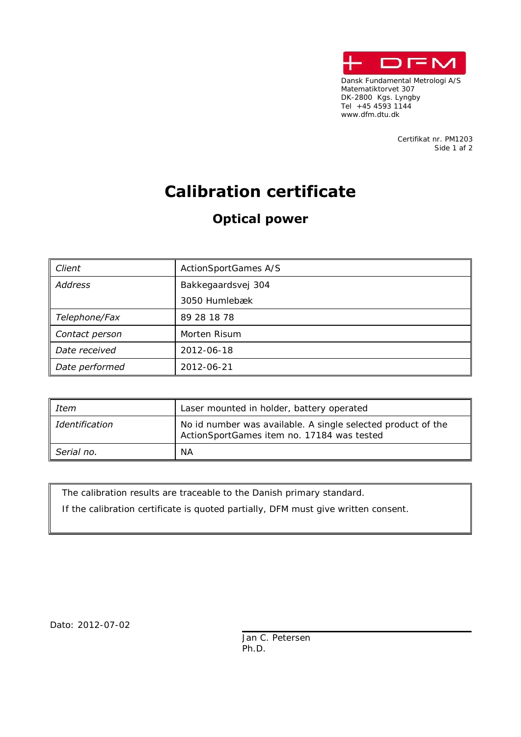Dansk Fundamental Metrologi A/S
Matematiktorvet 307
DK-2800 Kgs. Lyngby
Tel +45 4593 1144
www.dfm.dtu.dk

Certifikat nr. PM1203

# Calibration certificate

## Optical power

| | |
|---|---|
| *Client* | ActionSportGames A/S |
| *Address* | Bakkegaardsvej 304<br>3050 Humlebæk |
| *Telephone/Fax* | 89 28 18 78 |
| *Contact person* | Morten Risum |
| *Date received* | 2012-06-18 |
| *Date performed* | 2012-06-21 |

| | |
|---|---|
| *Item* | Laser mounted in holder, battery operated |
| *Identification* | No id number was available. A single selected product of the ActionSportGames item no. 17184 was tested |
| *Serial no.* | NA |

The calibration results are traceable to the Danish primary standard.

If the calibration certificate is quoted partially, DFM must give written consent.

Dato: 2012-07-02

Jan C. Petersen
Ph.D.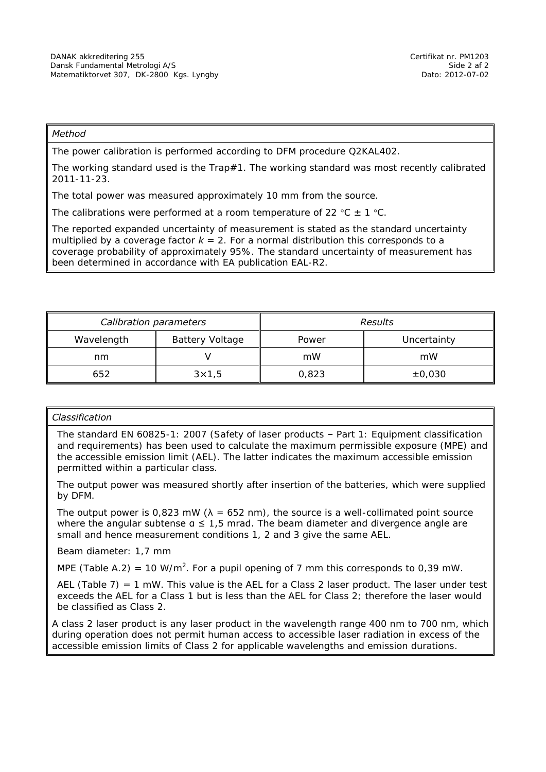*Method*

The power calibration is performed according to DFM procedure Q2KAL402.

The working standard used is the Trap#1. The working standard was most recently calibrated 2011-11-23.

The total power was measured approximately 10 mm from the source.

The calibrations were performed at a room temperature of 22 °C ± 1 °C.

The reported expanded uncertainty of measurement is stated as the standard uncertainty multiplied by a coverage factor $k = 2$. For a normal distribution this corresponds to a coverage probability of approximately 95%. The standard uncertainty of measurement has been determined in accordance with EA publication EAL-R2.

| *Calibration parameters* | | *Results* | |
|---|---|---|---|
| Wavelength | Battery Voltage | Power | Uncertainty |
| nm | V | mW | mW |
| 652 | 3×1,5 | 0,823 | ±0,030 |

*Classification*

The standard EN 60825-1: 2007 (Safety of laser products – Part 1: Equipment classification and requirements) has been used to calculate the maximum permissible exposure (MPE) and the accessible emission limit (AEL). The latter indicates the maximum accessible emission permitted within a particular class.

The output power was measured shortly after insertion of the batteries, which were supplied by DFM.

The output power is 0,823 mW ($\lambda$ = 652 nm), the source is a well-collimated point source where the angular subtense $\alpha \leq 1{,}5$ mrad. The beam diameter and divergence angle are small and hence measurement conditions 1, 2 and 3 give the same AEL.

Beam diameter: 1,7 mm

MPE (Table A.2) = 10 W/m$^2$. For a pupil opening of 7 mm this corresponds to 0,39 mW.

AEL (Table 7) = 1 mW. This value is the AEL for a Class 2 laser product. The laser under test exceeds the AEL for a Class 1 but is less than the AEL for Class 2; therefore the laser would be classified as Class 2.

A class 2 laser product is any laser product in the wavelength range 400 nm to 700 nm, which during operation does not permit human access to accessible laser radiation in excess of the accessible emission limits of Class 2 for applicable wavelengths and emission durations.